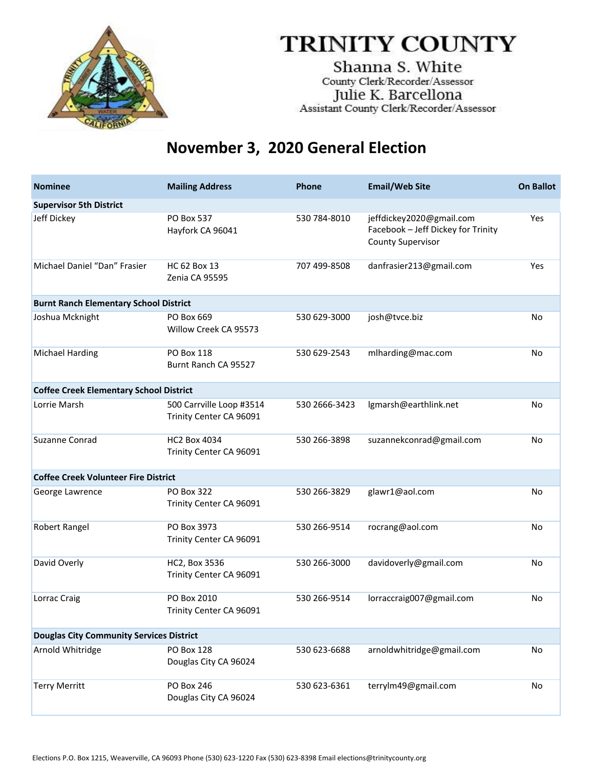# TRINITY COUNTY

Shanna S. White
County Clerk/Recorder/Assessor
Julie K. Barcellona
Assistant County Clerk/Recorder/Assessor

## November 3, 2020 General Election

| Nominee | Mailing Address | Phone | Email/Web Site | On Ballot |
|---|---|---|---|---|
| **Supervisor 5th District** | | | | |
| Jeff Dickey | PO Box 537<br>Hayfork CA 96041 | 530 784-8010 | jeffdickey2020@gmail.com<br>Facebook – Jeff Dickey for Trinity County Supervisor | Yes |
| Michael Daniel "Dan" Frasier | HC 62 Box 13<br>Zenia CA 95595 | 707 499-8508 | danfrasier213@gmail.com | Yes |
| **Burnt Ranch Elementary School District** | | | | |
| Joshua Mcknight | PO Box 669<br>Willow Creek CA 95573 | 530 629-3000 | josh@tvce.biz | No |
| Michael Harding | PO Box 118<br>Burnt Ranch CA 95527 | 530 629-2543 | mlharding@mac.com | No |
| **Coffee Creek Elementary School District** | | | | |
| Lorrie Marsh | 500 Carrville Loop #3514<br>Trinity Center CA 96091 | 530 2666-3423 | lgmarsh@earthlink.net | No |
| Suzanne Conrad | HC2 Box 4034<br>Trinity Center CA 96091 | 530 266-3898 | suzannekconrad@gmail.com | No |
| **Coffee Creek Volunteer Fire District** | | | | |
| George Lawrence | PO Box 322<br>Trinity Center CA 96091 | 530 266-3829 | glawr1@aol.com | No |
| Robert Rangel | PO Box 3973<br>Trinity Center CA 96091 | 530 266-9514 | rocrang@aol.com | No |
| David Overly | HC2, Box 3536<br>Trinity Center CA 96091 | 530 266-3000 | davidoverly@gmail.com | No |
| Lorrac Craig | PO Box 2010<br>Trinity Center CA 96091 | 530 266-9514 | lorraccraig007@gmail.com | No |
| **Douglas City Community Services District** | | | | |
| Arnold Whitridge | PO Box 128<br>Douglas City CA 96024 | 530 623-6688 | arnoldwhitridge@gmail.com | No |
| Terry Merritt | PO Box 246<br>Douglas City CA 96024 | 530 623-6361 | terrylm49@gmail.com | No |

Elections P.O. Box 1215, Weaverville, CA 96093 Phone (530) 623-1220 Fax (530) 623-8398 Email elections@trinitycounty.org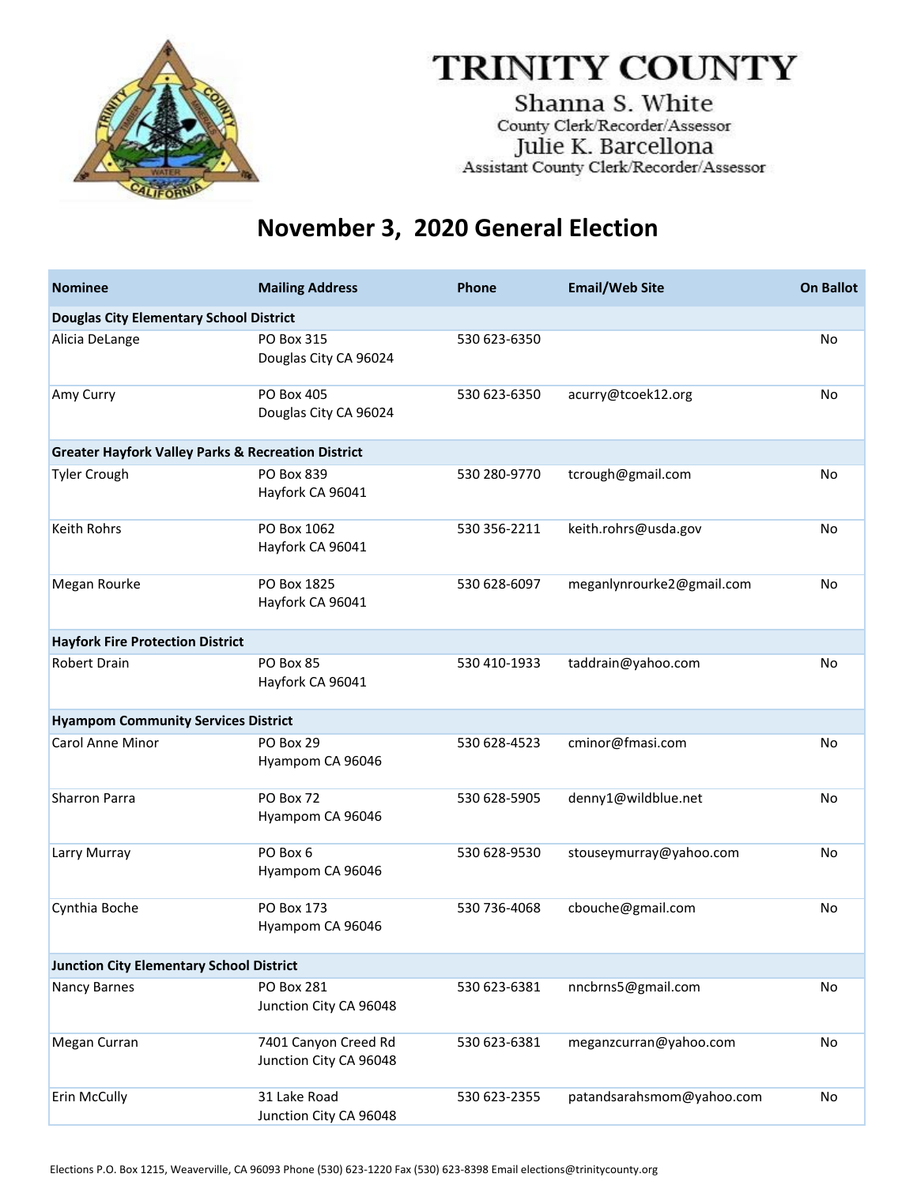# TRINITY COUNTY

Shanna S. White
County Clerk/Recorder/Assessor
Julie K. Barcellona
Assistant County Clerk/Recorder/Assessor

## November 3, 2020 General Election

| Nominee | Mailing Address | Phone | Email/Web Site | On Ballot |
|---|---|---|---|---|
| **Douglas City Elementary School District** | | | | |
| Alicia DeLange | PO Box 315<br>Douglas City CA 96024 | 530 623-6350 | | No |
| Amy Curry | PO Box 405<br>Douglas City CA 96024 | 530 623-6350 | acurry@tcoek12.org | No |
| **Greater Hayfork Valley Parks & Recreation District** | | | | |
| Tyler Crough | PO Box 839<br>Hayfork CA 96041 | 530 280-9770 | tcrough@gmail.com | No |
| Keith Rohrs | PO Box 1062<br>Hayfork CA 96041 | 530 356-2211 | keith.rohrs@usda.gov | No |
| Megan Rourke | PO Box 1825<br>Hayfork CA 96041 | 530 628-6097 | meganlynrourke2@gmail.com | No |
| **Hayfork Fire Protection District** | | | | |
| Robert Drain | PO Box 85<br>Hayfork CA 96041 | 530 410-1933 | taddrain@yahoo.com | No |
| **Hyampom Community Services District** | | | | |
| Carol Anne Minor | PO Box 29<br>Hyampom CA 96046 | 530 628-4523 | cminor@fmasi.com | No |
| Sharron Parra | PO Box 72<br>Hyampom CA 96046 | 530 628-5905 | denny1@wildblue.net | No |
| Larry Murray | PO Box 6<br>Hyampom CA 96046 | 530 628-9530 | stouseymurray@yahoo.com | No |
| Cynthia Boche | PO Box 173<br>Hyampom CA 96046 | 530 736-4068 | cbouche@gmail.com | No |
| **Junction City Elementary School District** | | | | |
| Nancy Barnes | PO Box 281<br>Junction City CA 96048 | 530 623-6381 | nncbrns5@gmail.com | No |
| Megan Curran | 7401 Canyon Creed Rd<br>Junction City CA 96048 | 530 623-6381 | meganzcurran@yahoo.com | No |
| Erin McCully | 31 Lake Road<br>Junction City CA 96048 | 530 623-2355 | patandsarahsmom@yahoo.com | No |

Elections P.O. Box 1215, Weaverville, CA 96093 Phone (530) 623-1220 Fax (530) 623-8398 Email elections@trinitycounty.org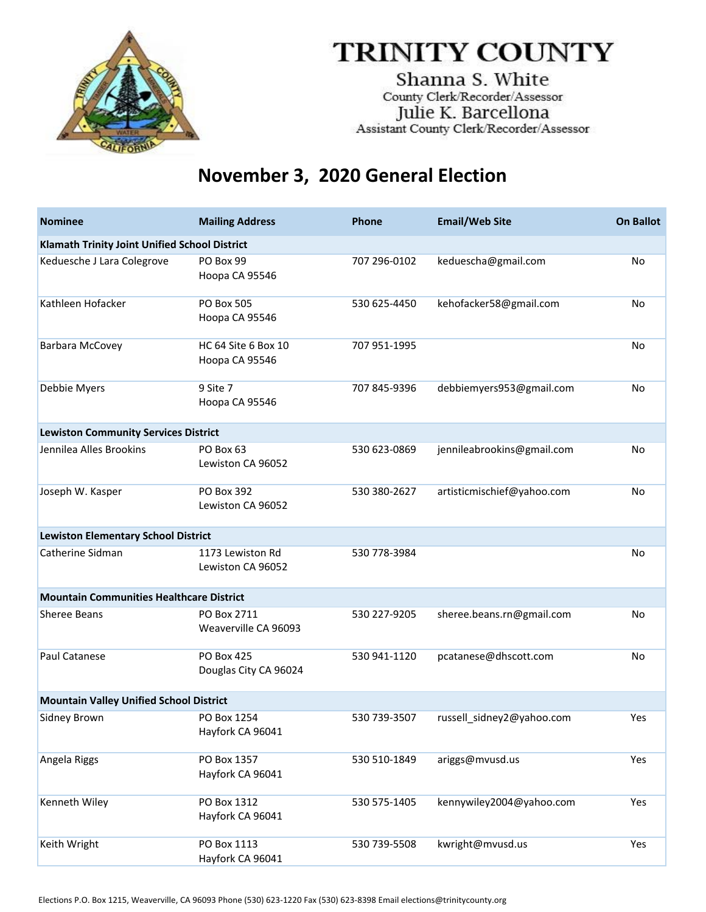# TRINITY COUNTY

Shanna S. White
County Clerk/Recorder/Assessor
Julie K. Barcellona
Assistant County Clerk/Recorder/Assessor

## November 3, 2020 General Election

| Nominee | Mailing Address | Phone | Email/Web Site | On Ballot |
|---|---|---|---|---|
| **Klamath Trinity Joint Unified School District** | | | | |
| Keduesche J Lara Colegrove | PO Box 99<br>Hoopa CA 95546 | 707 296-0102 | keduescha@gmail.com | No |
| Kathleen Hofacker | PO Box 505<br>Hoopa CA 95546 | 530 625-4450 | kehofacker58@gmail.com | No |
| Barbara McCovey | HC 64 Site 6 Box 10<br>Hoopa CA 95546 | 707 951-1995 | | No |
| Debbie Myers | 9 Site 7<br>Hoopa CA 95546 | 707 845-9396 | debbiemyers953@gmail.com | No |
| **Lewiston Community Services District** | | | | |
| Jennilea Alles Brookins | PO Box 63<br>Lewiston CA 96052 | 530 623-0869 | jennileabrookins@gmail.com | No |
| Joseph W. Kasper | PO Box 392<br>Lewiston CA 96052 | 530 380-2627 | artisticmischief@yahoo.com | No |
| **Lewiston Elementary School District** | | | | |
| Catherine Sidman | 1173 Lewiston Rd<br>Lewiston CA 96052 | 530 778-3984 | | No |
| **Mountain Communities Healthcare District** | | | | |
| Sheree Beans | PO Box 2711<br>Weaverville CA 96093 | 530 227-9205 | sheree.beans.rn@gmail.com | No |
| Paul Catanese | PO Box 425<br>Douglas City CA 96024 | 530 941-1120 | pcatanese@dhscott.com | No |
| **Mountain Valley Unified School District** | | | | |
| Sidney Brown | PO Box 1254<br>Hayfork CA 96041 | 530 739-3507 | russell_sidney2@yahoo.com | Yes |
| Angela Riggs | PO Box 1357<br>Hayfork CA 96041 | 530 510-1849 | ariggs@mvusd.us | Yes |
| Kenneth Wiley | PO Box 1312<br>Hayfork CA 96041 | 530 575-1405 | kennywiley2004@yahoo.com | Yes |
| Keith Wright | PO Box 1113<br>Hayfork CA 96041 | 530 739-5508 | kwright@mvusd.us | Yes |

Elections P.O. Box 1215, Weaverville, CA 96093 Phone (530) 623-1220 Fax (530) 623-8398 Email elections@trinitycounty.org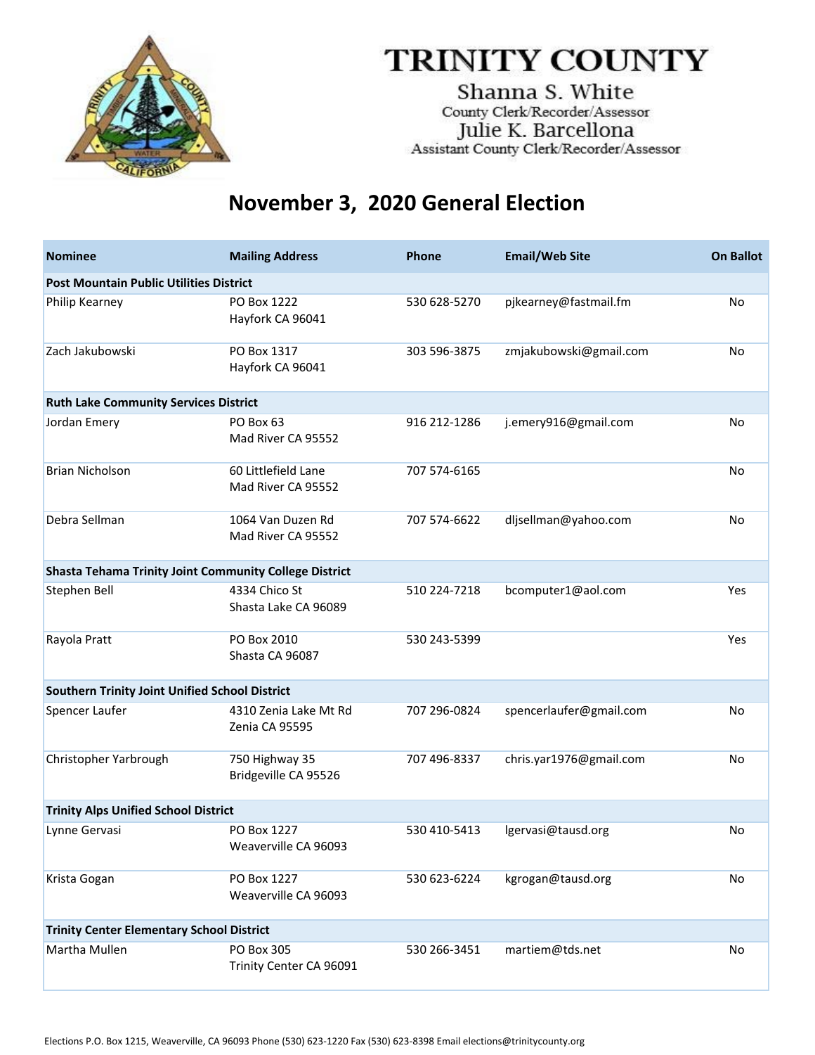# TRINITY COUNTY

Shanna S. White
County Clerk/Recorder/Assessor
Julie K. Barcellona
Assistant County Clerk/Recorder/Assessor

## November 3, 2020 General Election

| Nominee | Mailing Address | Phone | Email/Web Site | On Ballot |
|---|---|---|---|---|
| **Post Mountain Public Utilities District** | | | | |
| Philip Kearney | PO Box 1222 Hayfork CA 96041 | 530 628-5270 | pjkearney@fastmail.fm | No |
| Zach Jakubowski | PO Box 1317 Hayfork CA 96041 | 303 596-3875 | zmjakubowski@gmail.com | No |
| **Ruth Lake Community Services District** | | | | |
| Jordan Emery | PO Box 63 Mad River CA 95552 | 916 212-1286 | j.emery916@gmail.com | No |
| Brian Nicholson | 60 Littlefield Lane Mad River CA 95552 | 707 574-6165 | | No |
| Debra Sellman | 1064 Van Duzen Rd Mad River CA 95552 | 707 574-6622 | dljsellman@yahoo.com | No |
| **Shasta Tehama Trinity Joint Community College District** | | | | |
| Stephen Bell | 4334 Chico St Shasta Lake CA 96089 | 510 224-7218 | bcomputer1@aol.com | Yes |
| Rayola Pratt | PO Box 2010 Shasta CA 96087 | 530 243-5399 | | Yes |
| **Southern Trinity Joint Unified School District** | | | | |
| Spencer Laufer | 4310 Zenia Lake Mt Rd Zenia CA 95595 | 707 296-0824 | spencerlaufer@gmail.com | No |
| Christopher Yarbrough | 750 Highway 35 Bridgeville CA 95526 | 707 496-8337 | chris.yar1976@gmail.com | No |
| **Trinity Alps Unified School District** | | | | |
| Lynne Gervasi | PO Box 1227 Weaverville CA 96093 | 530 410-5413 | lgervasi@tausd.org | No |
| Krista Gogan | PO Box 1227 Weaverville CA 96093 | 530 623-6224 | kgrogan@tausd.org | No |
| **Trinity Center Elementary School District** | | | | |
| Martha Mullen | PO Box 305 Trinity Center CA 96091 | 530 266-3451 | martiem@tds.net | No |

Elections P.O. Box 1215, Weaverville, CA 96093 Phone (530) 623-1220 Fax (530) 623-8398 Email elections@trinitycounty.org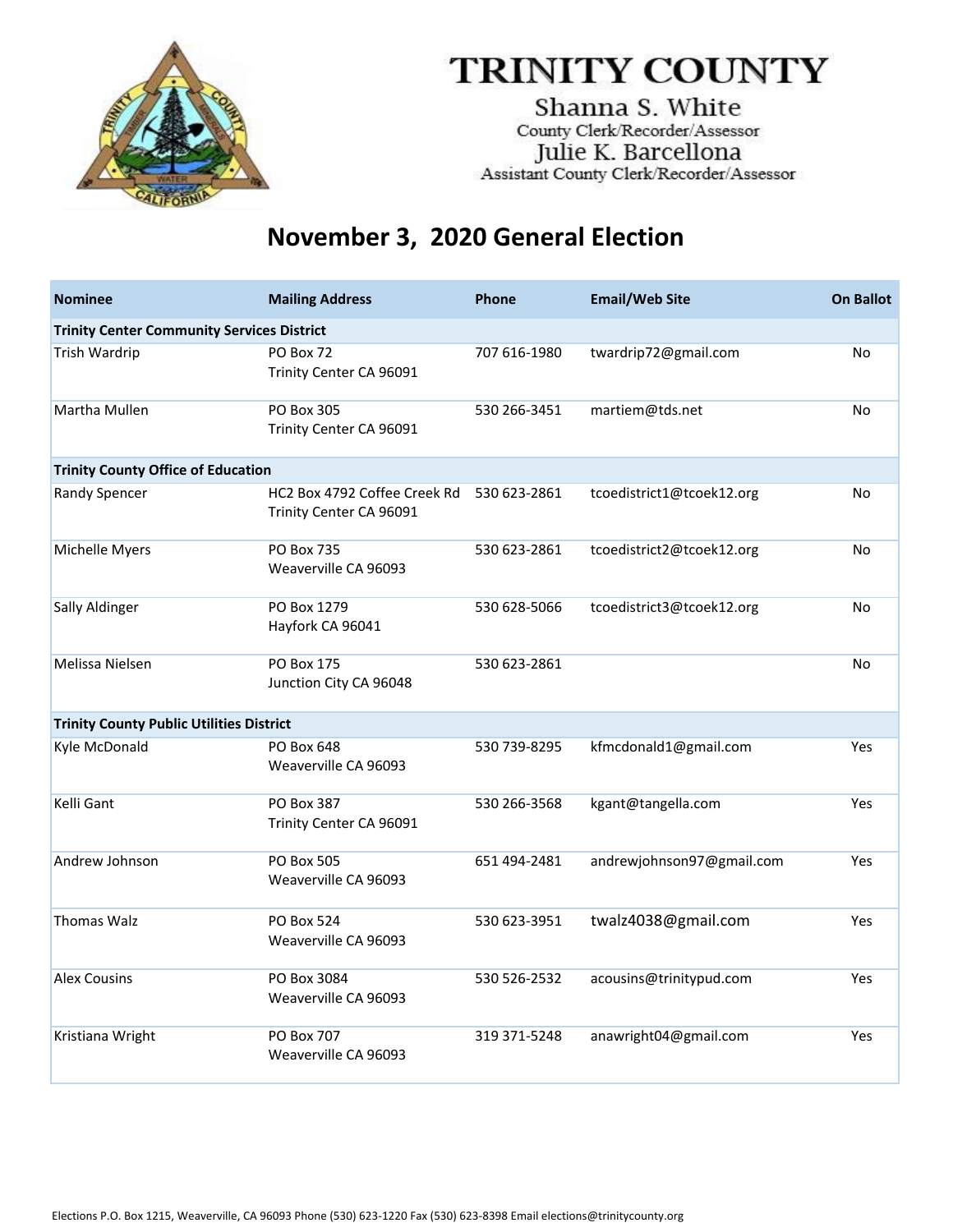# TRINITY COUNTY

Shanna S. White
County Clerk/Recorder/Assessor
Julie K. Barcellona
Assistant County Clerk/Recorder/Assessor

## November 3, 2020 General Election

| Nominee | Mailing Address | Phone | Email/Web Site | On Ballot |
|---|---|---|---|---|
| **Trinity Center Community Services District** | | | | |
| Trish Wardrip | PO Box 72<br>Trinity Center CA 96091 | 707 616-1980 | twardrip72@gmail.com | No |
| Martha Mullen | PO Box 305<br>Trinity Center CA 96091 | 530 266-3451 | martiem@tds.net | No |
| **Trinity County Office of Education** | | | | |
| Randy Spencer | HC2 Box 4792 Coffee Creek Rd<br>Trinity Center CA 96091 | 530 623-2861 | tcoedistrict1@tcoek12.org | No |
| Michelle Myers | PO Box 735<br>Weaverville CA 96093 | 530 623-2861 | tcoedistrict2@tcoek12.org | No |
| Sally Aldinger | PO Box 1279<br>Hayfork CA 96041 | 530 628-5066 | tcoedistrict3@tcoek12.org | No |
| Melissa Nielsen | PO Box 175<br>Junction City CA 96048 | 530 623-2861 | | No |
| **Trinity County Public Utilities District** | | | | |
| Kyle McDonald | PO Box 648<br>Weaverville CA 96093 | 530 739-8295 | kfmcdonald1@gmail.com | Yes |
| Kelli Gant | PO Box 387<br>Trinity Center CA 96091 | 530 266-3568 | kgant@tangella.com | Yes |
| Andrew Johnson | PO Box 505<br>Weaverville CA 96093 | 651 494-2481 | andrewjohnson97@gmail.com | Yes |
| Thomas Walz | PO Box 524<br>Weaverville CA 96093 | 530 623-3951 | twalz4038@gmail.com | Yes |
| Alex Cousins | PO Box 3084<br>Weaverville CA 96093 | 530 526-2532 | acousins@trinitypud.com | Yes |
| Kristiana Wright | PO Box 707<br>Weaverville CA 96093 | 319 371-5248 | anawright04@gmail.com | Yes |

Elections P.O. Box 1215, Weaverville, CA 96093 Phone (530) 623-1220 Fax (530) 623-8398 Email elections@trinitycounty.org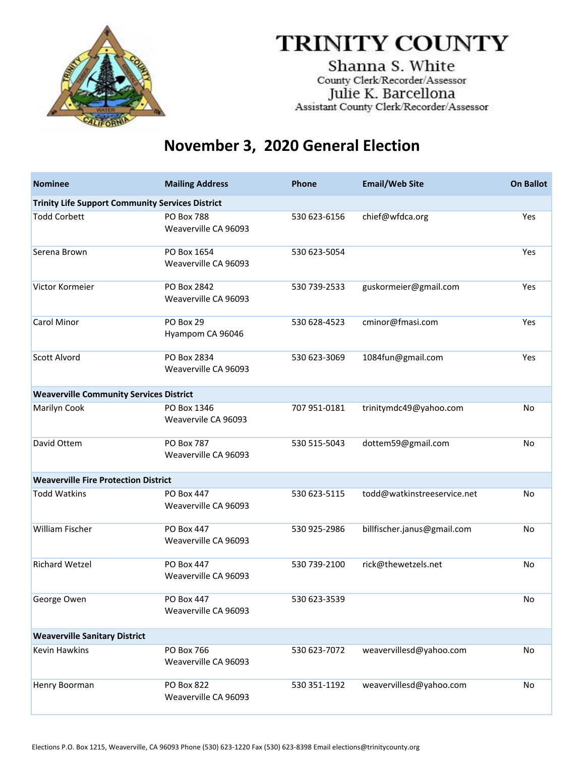# TRINITY COUNTY

Shanna S. White
County Clerk/Recorder/Assessor
Julie K. Barcellona
Assistant County Clerk/Recorder/Assessor

## November 3, 2020 General Election

| Nominee | Mailing Address | Phone | Email/Web Site | On Ballot |
|---|---|---|---|---|
| **Trinity Life Support Community Services District** | | | | |
| Todd Corbett | PO Box 788 Weaverville CA 96093 | 530 623-6156 | chief@wfdca.org | Yes |
| Serena Brown | PO Box 1654 Weaverville CA 96093 | 530 623-5054 | | Yes |
| Victor Kormeier | PO Box 2842 Weaverville CA 96093 | 530 739-2533 | guskormeier@gmail.com | Yes |
| Carol Minor | PO Box 29 Hyampom CA 96046 | 530 628-4523 | cminor@fmasi.com | Yes |
| Scott Alvord | PO Box 2834 Weaverville CA 96093 | 530 623-3069 | 1084fun@gmail.com | Yes |
| **Weaverville Community Services District** | | | | |
| Marilyn Cook | PO Box 1346 Weavervile CA 96093 | 707 951-0181 | trinitymdc49@yahoo.com | No |
| David Ottem | PO Box 787 Weaverville CA 96093 | 530 515-5043 | dottem59@gmail.com | No |
| **Weaverville Fire Protection District** | | | | |
| Todd Watkins | PO Box 447 Weaverville CA 96093 | 530 623-5115 | todd@watkinstreeservice.net | No |
| William Fischer | PO Box 447 Weaverville CA 96093 | 530 925-2986 | billfischer.janus@gmail.com | No |
| Richard Wetzel | PO Box 447 Weaverville CA 96093 | 530 739-2100 | rick@thewetzels.net | No |
| George Owen | PO Box 447 Weaverville CA 96093 | 530 623-3539 | | No |
| **Weaverville Sanitary District** | | | | |
| Kevin Hawkins | PO Box 766 Weaverville CA 96093 | 530 623-7072 | weavervillesd@yahoo.com | No |
| Henry Boorman | PO Box 822 Weaverville CA 96093 | 530 351-1192 | weavervillesd@yahoo.com | No |

Elections P.O. Box 1215, Weaverville, CA 96093 Phone (530) 623-1220 Fax (530) 623-8398 Email elections@trinitycounty.org